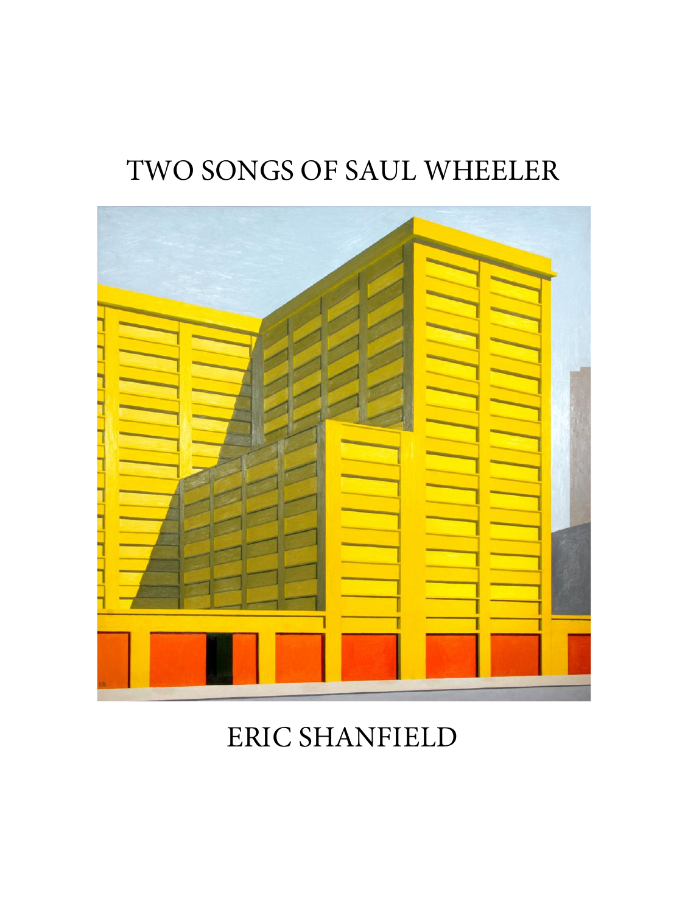# TWO SONGS OF SAUL WHEELER

ERIC SHANFIELD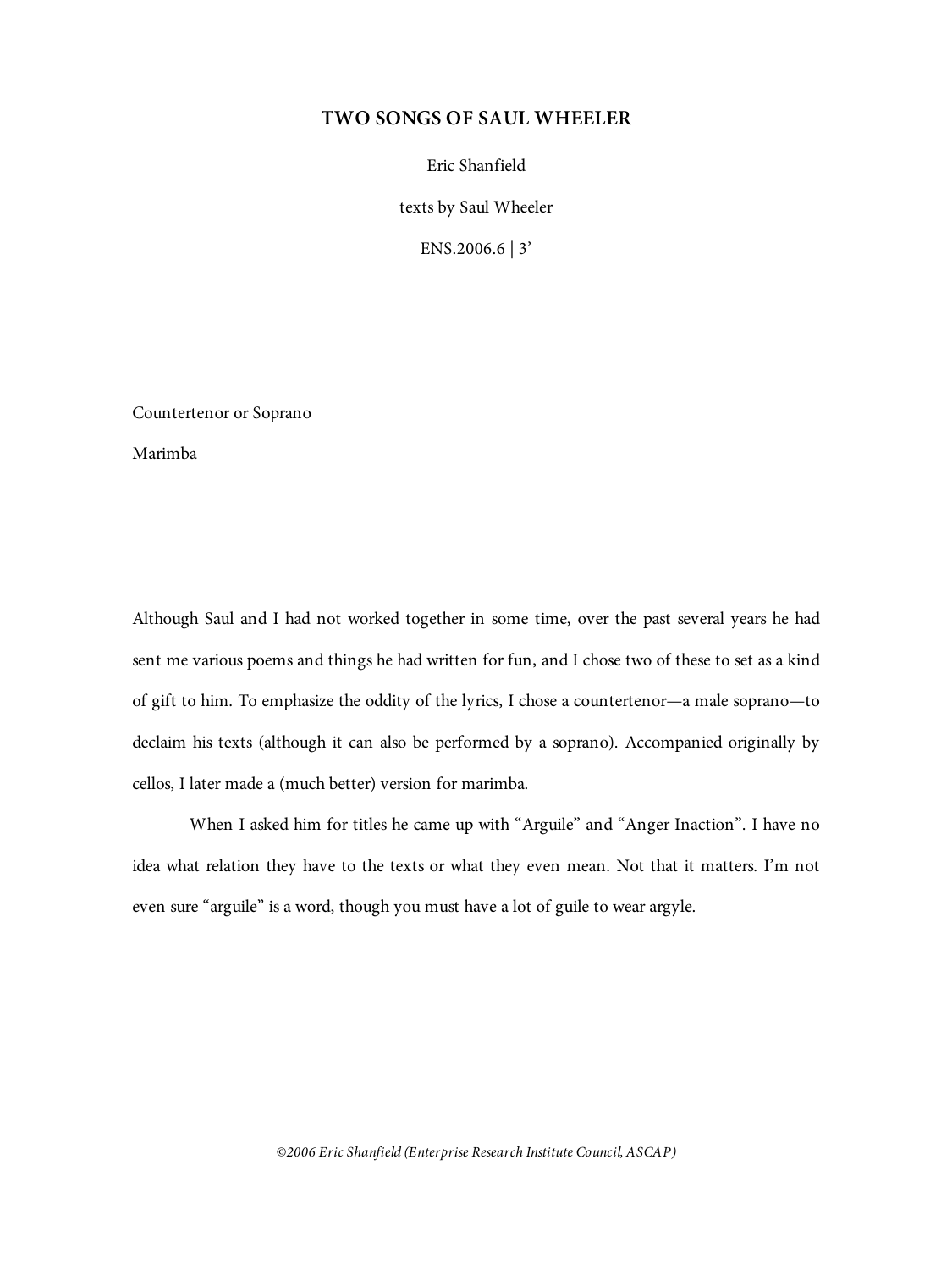# TWO SONGS OF SAUL WHEELER

Eric Shanfield

texts by Saul Wheeler

ENS.2006.6 | 3'

Countertenor or Soprano

Marimba

Although Saul and I had not worked together in some time, over the past several years he had sent me various poems and things he had written for fun, and I chose two of these to set as a kind of gift to him. To emphasize the oddity of the lyrics, I chose a countertenor—a male soprano—to declaim his texts (although it can also be performed by a soprano). Accompanied originally by cellos, I later made a (much better) version for marimba.

When I asked him for titles he came up with "Arguile" and "Anger Inaction". I have no idea what relation they have to the texts or what they even mean. Not that it matters. I'm not even sure "arguile" is a word, though you must have a lot of guile to wear argyle.

*©2006 Eric Shanfield (Enterprise Research Institute Council, ASCAP)*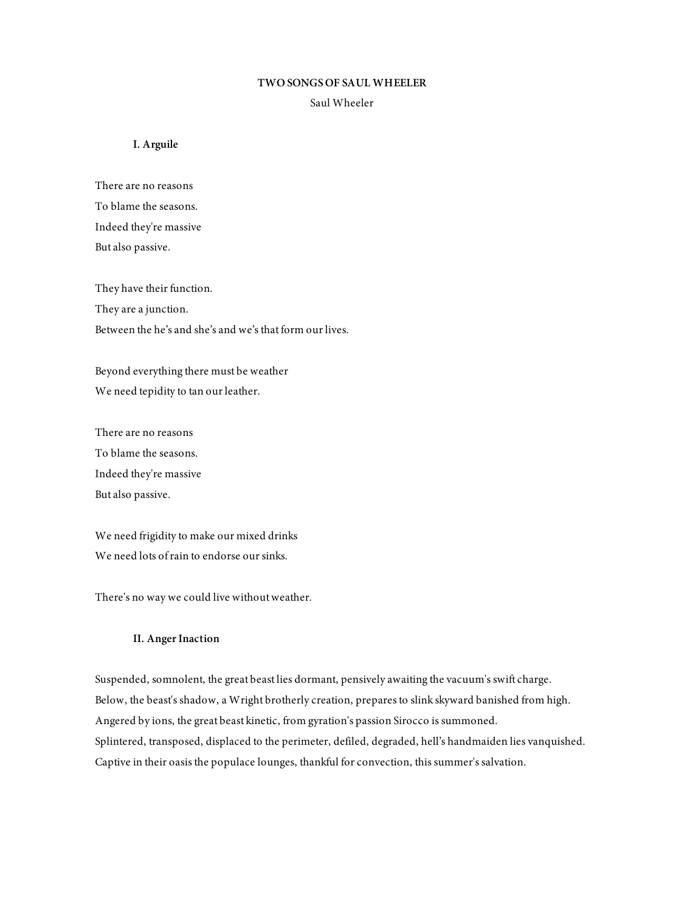# TWO SONGS OF SAUL WHEELER

Saul Wheeler

### I. Arguile

There are no reasons  
To blame the seasons.  
Indeed they're massive  
But also passive.

They have their function.  
They are a junction.  
Between the he's and she's and we's that form our lives.

Beyond everything there must be weather  
We need tepidity to tan our leather.

There are no reasons  
To blame the seasons.  
Indeed they're massive  
But also passive.

We need frigidity to make our mixed drinks  
We need lots of rain to endorse our sinks.

There's no way we could live without weather.

### II. Anger Inaction

Suspended, somnolent, the great beast lies dormant, pensively awaiting the vacuum's swift charge.  
Below, the beast's shadow, a Wright brotherly creation, prepares to slink skyward banished from high.  
Angered by ions, the great beast kinetic, from gyration's passion Sirocco is summoned.  
Splintered, transposed, displaced to the perimeter, defiled, degraded, hell's handmaiden lies vanquished.  
Captive in their oasis the populace lounges, thankful for convection, this summer's salvation.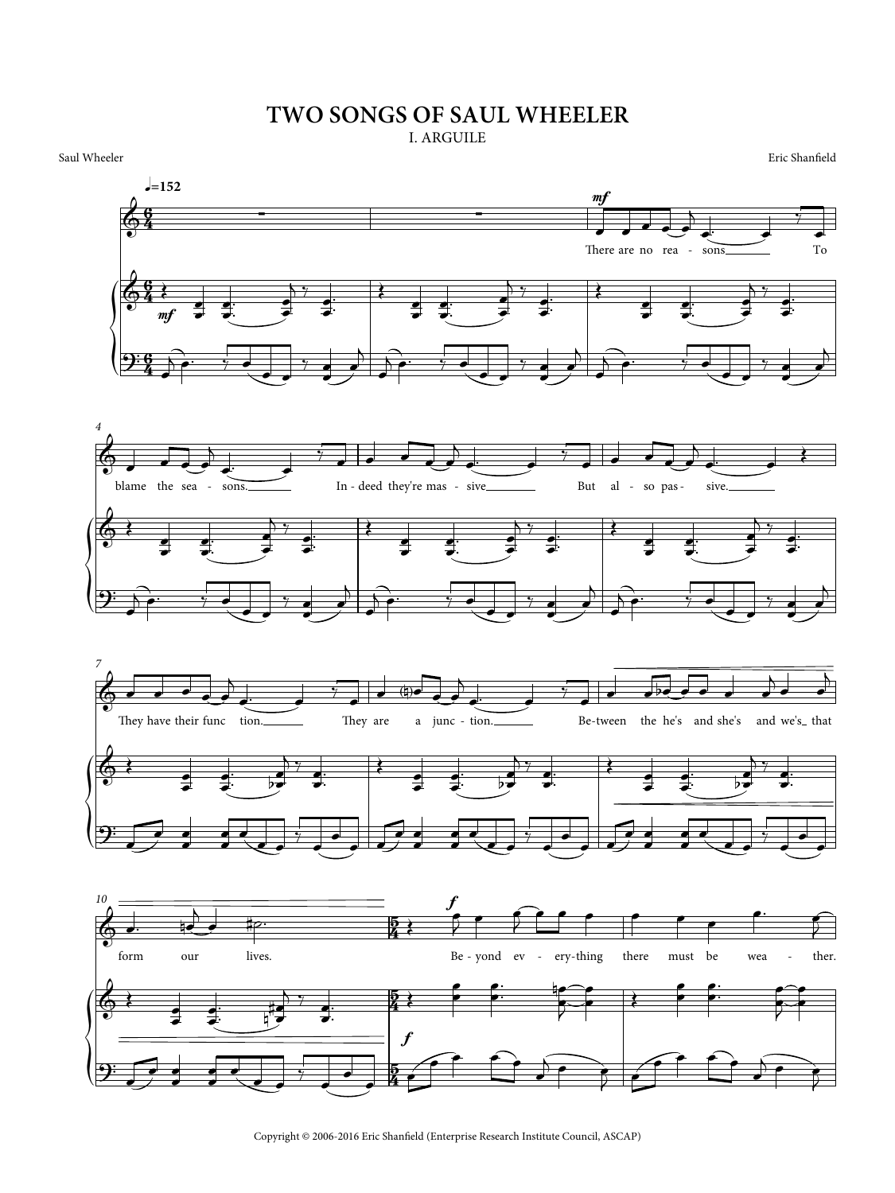# TWO SONGS OF SAUL WHEELER

## I. ARGUILE

Saul Wheeler

Eric Shanfield

♩=152

There are no reasons To blame the seasons. Indeed they're massive But also passive. They have their function. They are a junction. Between the he's and she's and we's that form our lives. Beyond everything there must be weather.

Copyright © 2006-2016 Eric Shanfield (Enterprise Research Institute Council, ASCAP)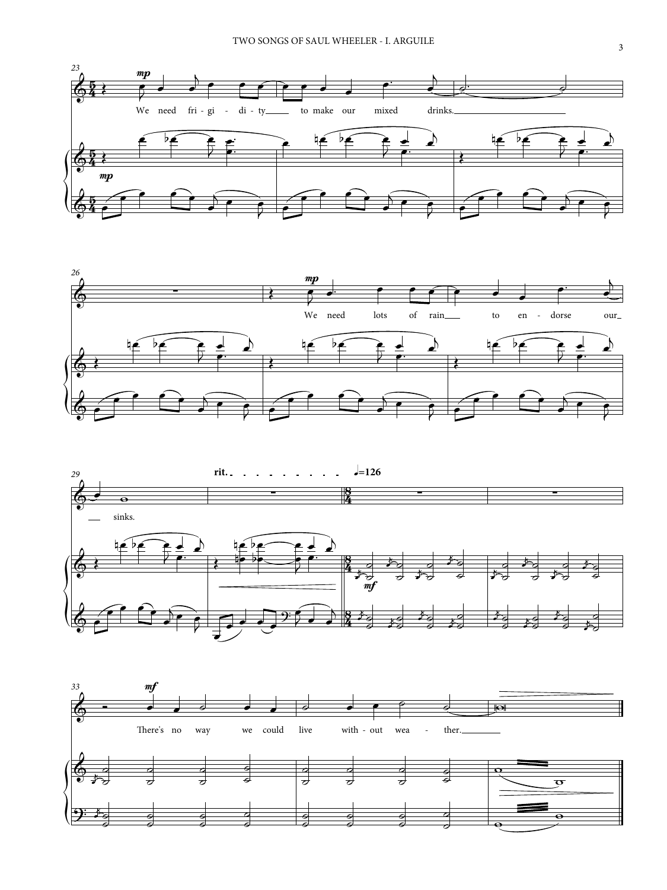We need fri - gi - di - ty to make our mixed drinks.

We need lots of rain to en - dorse our sinks.

There's no way we could live with - out wea - ther.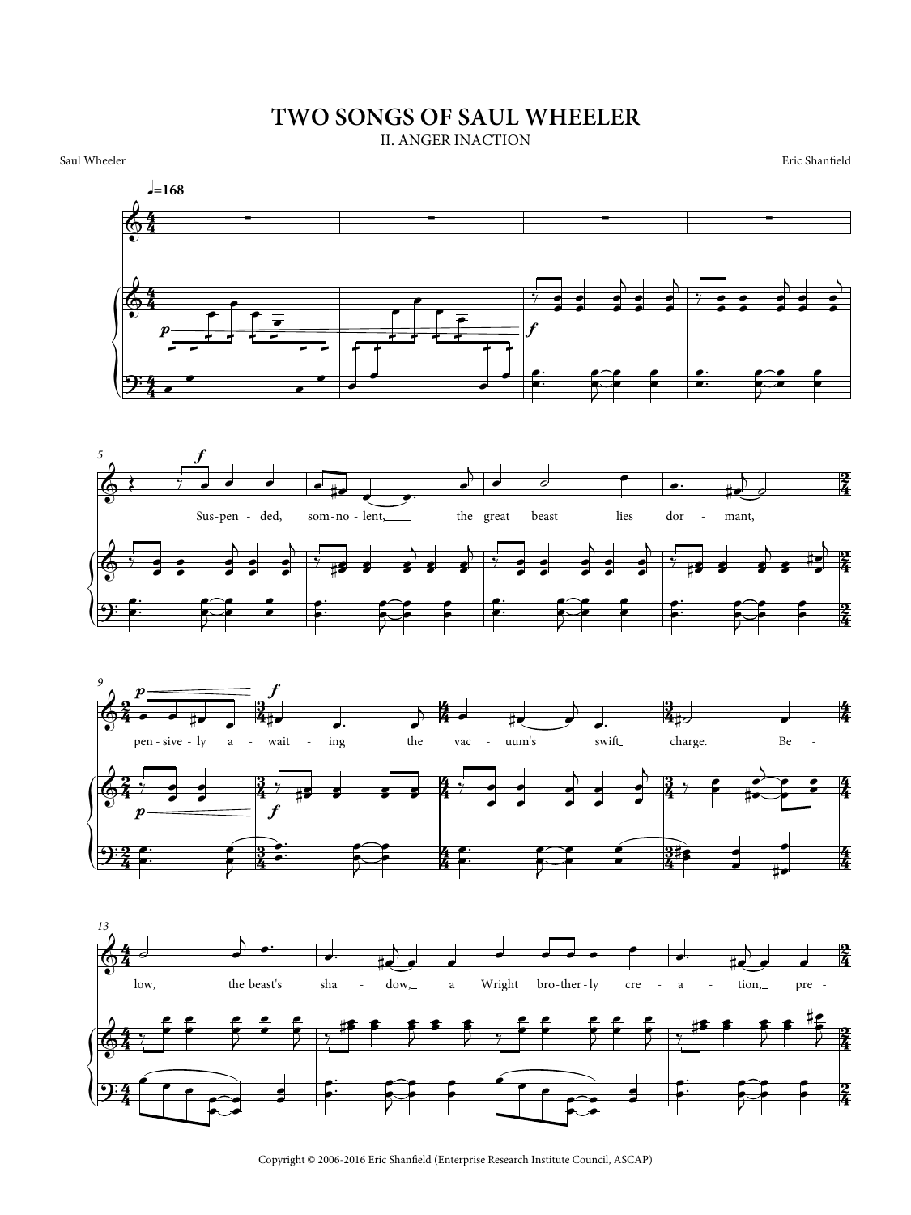# TWO SONGS OF SAUL WHEELER

## II. ANGER INACTION

Saul Wheeler

Eric Shanfield

Copyright © 2006-2016 Eric Shanfield (Enterprise Research Institute Council, ASCAP)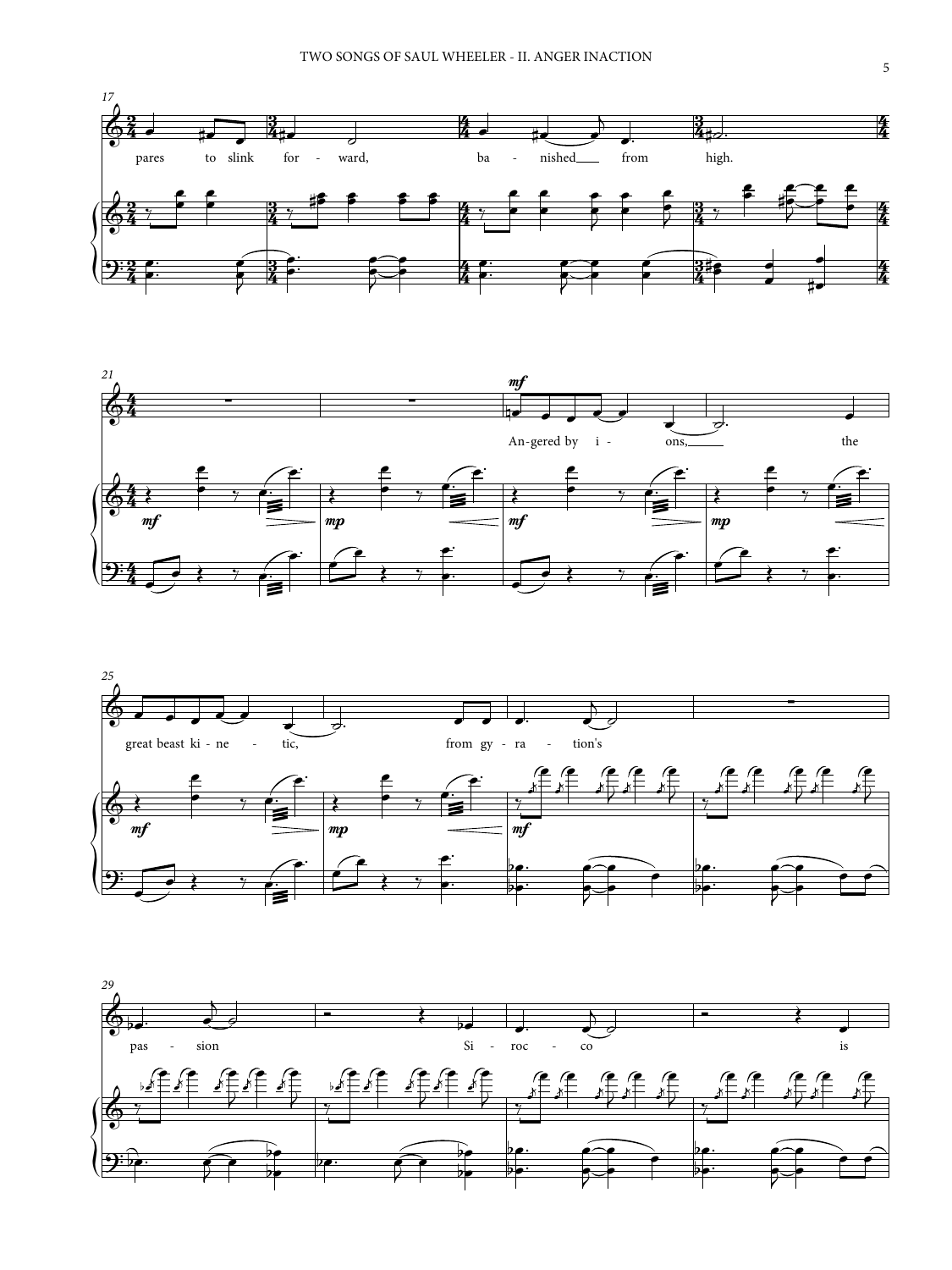pares to slink for - ward, ba - nished from high.

An-gered by i - ons, the

great beast ki - ne - tic, from gy - ra - tion's

pas - sion Si - roc - co is